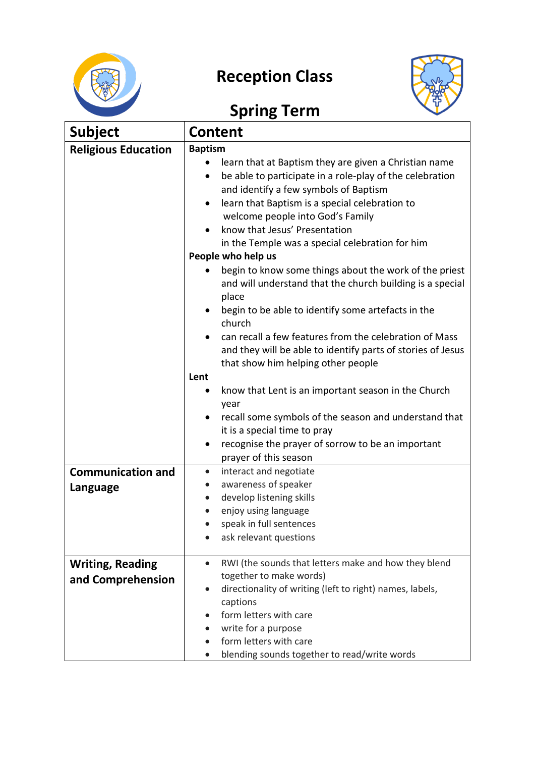# Reception Class

## Spring Term

| Subject | Content |
|---|---|
| **Religious Education** | **Baptism**<br>• learn that at Baptism they are given a Christian name<br>• be able to participate in a role-play of the celebration and identify a few symbols of Baptism<br>• learn that Baptism is a special celebration to welcome people into God's Family<br>• know that Jesus' Presentation in the Temple was a special celebration for him<br>**People who help us**<br>• begin to know some things about the work of the priest and will understand that the church building is a special place<br>• begin to be able to identify some artefacts in the church<br>• can recall a few features from the celebration of Mass and they will be able to identify parts of stories of Jesus that show him helping other people<br>**Lent**<br>• know that Lent is an important season in the Church year<br>• recall some symbols of the season and understand that it is a special time to pray<br>• recognise the prayer of sorrow to be an important prayer of this season |
| **Communication and Language** | • interact and negotiate<br>• awareness of speaker<br>• develop listening skills<br>• enjoy using language<br>• speak in full sentences<br>• ask relevant questions |
| **Writing, Reading and Comprehension** | • RWI (the sounds that letters make and how they blend together to make words)<br>• directionality of writing (left to right) names, labels, captions<br>• form letters with care<br>• write for a purpose<br>• form letters with care<br>• blending sounds together to read/write words |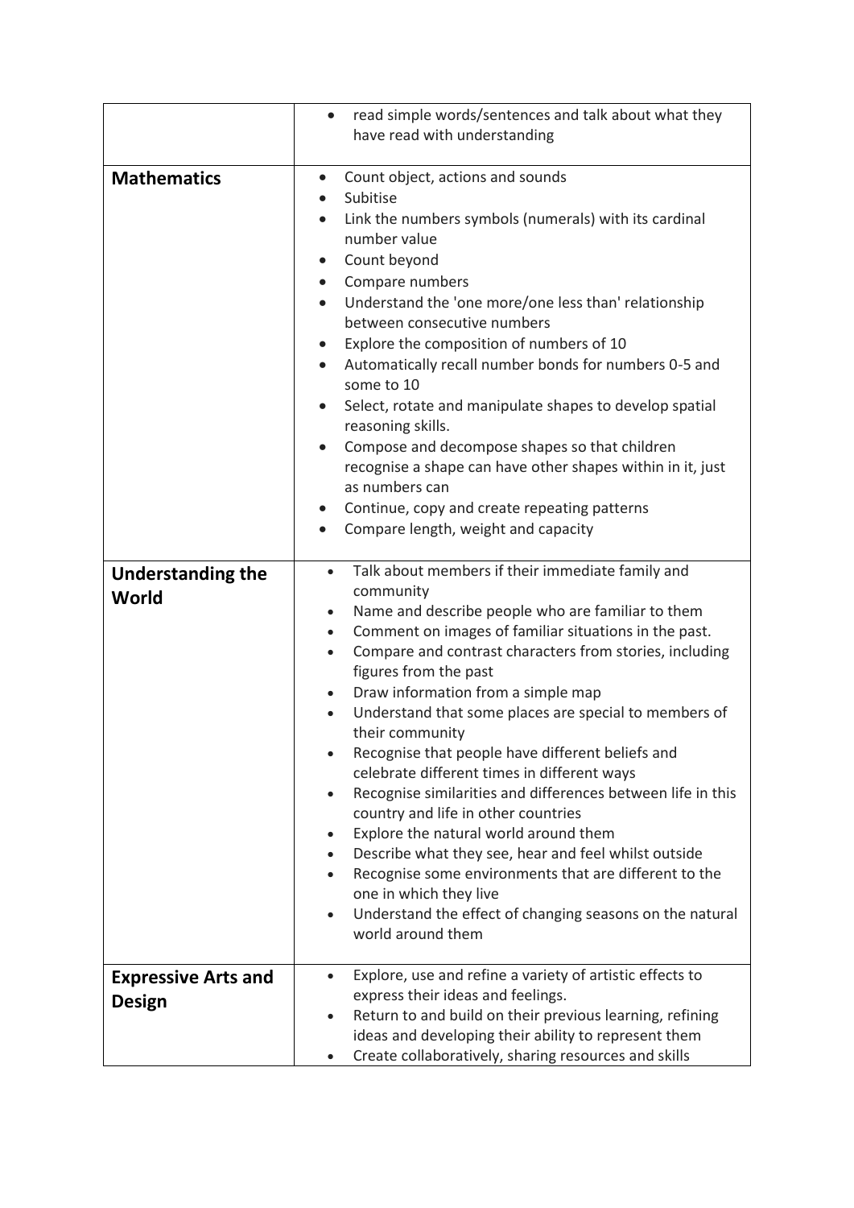| | |
|---|---|
| | <ul><li>read simple words/sentences and talk about what they have read with understanding</li></ul> |
| **Mathematics** | <ul><li>Count object, actions and sounds</li><li>Subitise</li><li>Link the numbers symbols (numerals) with its cardinal number value</li><li>Count beyond</li><li>Compare numbers</li><li>Understand the 'one more/one less than' relationship between consecutive numbers</li><li>Explore the composition of numbers of 10</li><li>Automatically recall number bonds for numbers 0-5 and some to 10</li><li>Select, rotate and manipulate shapes to develop spatial reasoning skills.</li><li>Compose and decompose shapes so that children recognise a shape can have other shapes within in it, just as numbers can</li><li>Continue, copy and create repeating patterns</li><li>Compare length, weight and capacity</li></ul> |
| **Understanding the World** | <ul><li>Talk about members if their immediate family and community</li><li>Name and describe people who are familiar to them</li><li>Comment on images of familiar situations in the past.</li><li>Compare and contrast characters from stories, including figures from the past</li><li>Draw information from a simple map</li><li>Understand that some places are special to members of their community</li><li>Recognise that people have different beliefs and celebrate different times in different ways</li><li>Recognise similarities and differences between life in this country and life in other countries</li><li>Explore the natural world around them</li><li>Describe what they see, hear and feel whilst outside</li><li>Recognise some environments that are different to the one in which they live</li><li>Understand the effect of changing seasons on the natural world around them</li></ul> |
| **Expressive Arts and Design** | <ul><li>Explore, use and refine a variety of artistic effects to express their ideas and feelings.</li><li>Return to and build on their previous learning, refining ideas and developing their ability to represent them</li><li>Create collaboratively, sharing resources and skills</li></ul> |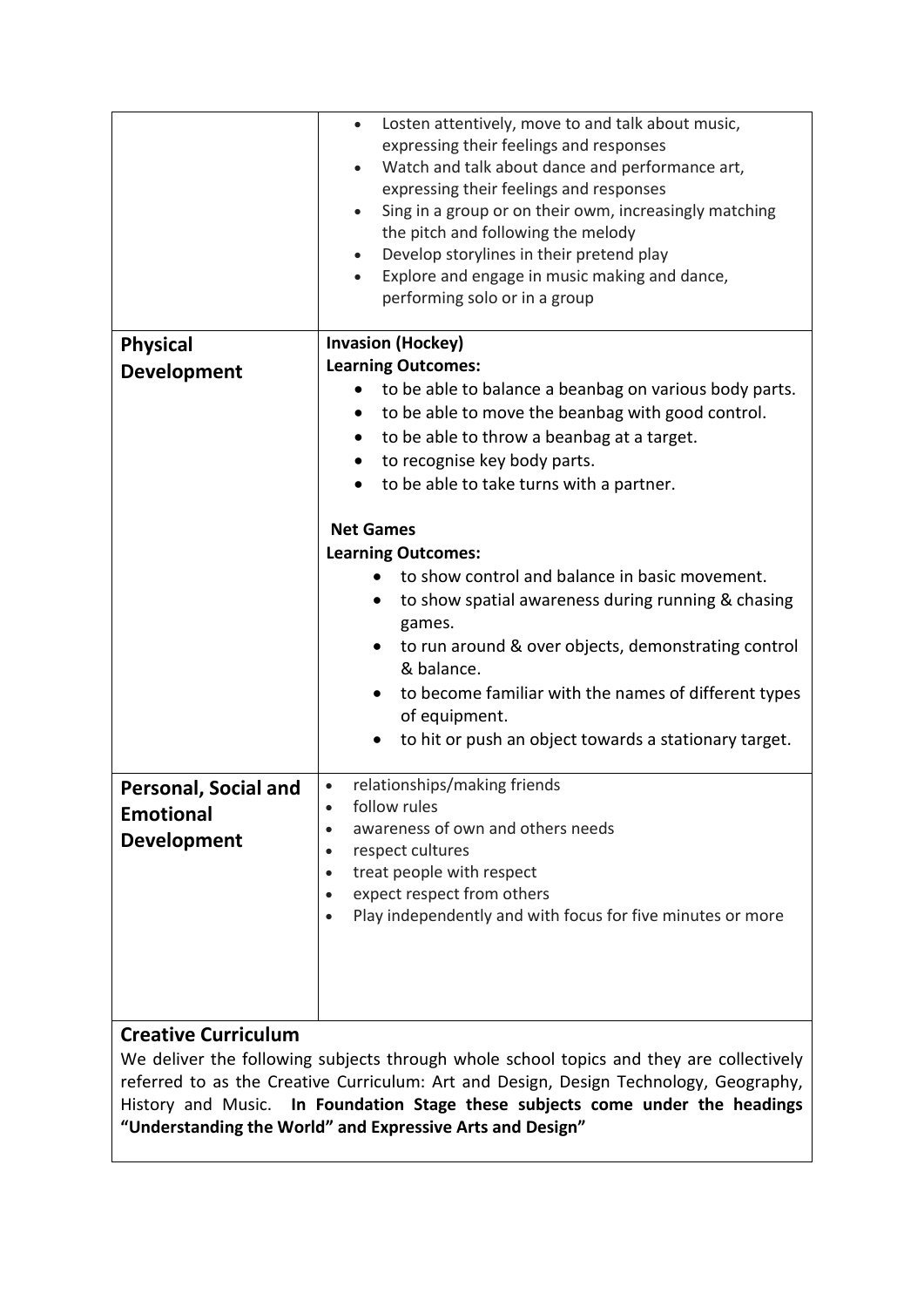| | |
|---|---|
| | • Losten attentively, move to and talk about music, expressing their feelings and responses<br>• Watch and talk about dance and performance art, expressing their feelings and responses<br>• Sing in a group or on their owm, increasingly matching the pitch and following the melody<br>• Develop storylines in their pretend play<br>• Explore and engage in music making and dance, performing solo or in a group |
| **Physical Development** | **Invasion (Hockey)**<br>**Learning Outcomes:**<br>• to be able to balance a beanbag on various body parts.<br>• to be able to move the beanbag with good control.<br>• to be able to throw a beanbag at a target.<br>• to recognise key body parts.<br>• to be able to take turns with a partner.<br><br>**Net Games**<br>**Learning Outcomes:**<br>• to show control and balance in basic movement.<br>• to show spatial awareness during running & chasing games.<br>• to run around & over objects, demonstrating control & balance.<br>• to become familiar with the names of different types of equipment.<br>• to hit or push an object towards a stationary target. |
| **Personal, Social and Emotional Development** | • relationships/making friends<br>• follow rules<br>• awareness of own and others needs<br>• respect cultures<br>• treat people with respect<br>• expect respect from others<br>• Play independently and with focus for five minutes or more |

**Creative Curriculum**

We deliver the following subjects through whole school topics and they are collectively referred to as the Creative Curriculum: Art and Design, Design Technology, Geography, History and Music. **In Foundation Stage these subjects come under the headings "Understanding the World" and Expressive Arts and Design"**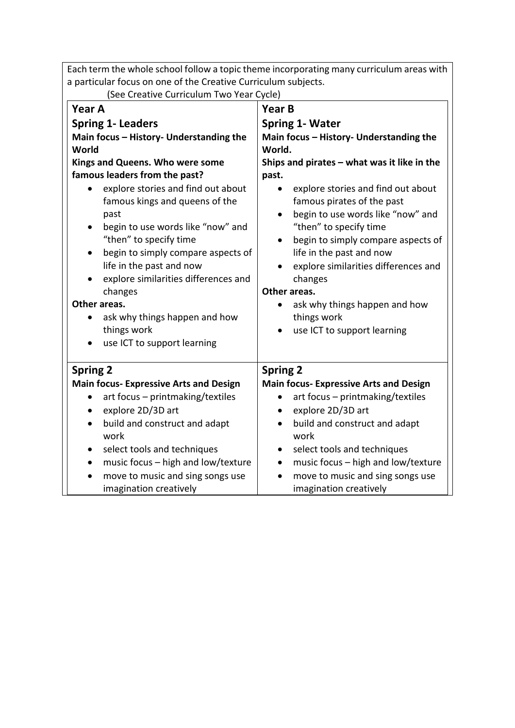Each term the whole school follow a topic theme incorporating many curriculum areas with a particular focus on one of the Creative Curriculum subjects.
(See Creative Curriculum Two Year Cycle)

| **Year A** | **Year B** |
|---|---|
| **Spring 1- Leaders**<br>**Main focus – History- Understanding the World**<br>**Kings and Queens. Who were some famous leaders from the past?**<br>• explore stories and find out about famous kings and queens of the past<br>• begin to use words like “now” and “then” to specify time<br>• begin to simply compare aspects of life in the past and now<br>• explore similarities differences and changes<br>**Other areas.**<br>• ask why things happen and how things work<br>• use ICT to support learning | **Spring 1- Water**<br>**Main focus – History- Understanding the World.**<br>**Ships and pirates – what was it like in the past.**<br>• explore stories and find out about famous pirates of the past<br>• begin to use words like “now” and “then” to specify time<br>• begin to simply compare aspects of life in the past and now<br>• explore similarities differences and changes<br>**Other areas.**<br>• ask why things happen and how things work<br>• use ICT to support learning |
| **Spring 2**<br>**Main focus- Expressive Arts and Design**<br>• art focus – printmaking/textiles<br>• explore 2D/3D art<br>• build and construct and adapt work<br>• select tools and techniques<br>• music focus – high and low/texture<br>• move to music and sing songs use imagination creatively | **Spring 2**<br>**Main focus- Expressive Arts and Design**<br>• art focus – printmaking/textiles<br>• explore 2D/3D art<br>• build and construct and adapt work<br>• select tools and techniques<br>• music focus – high and low/texture<br>• move to music and sing songs use imagination creatively |